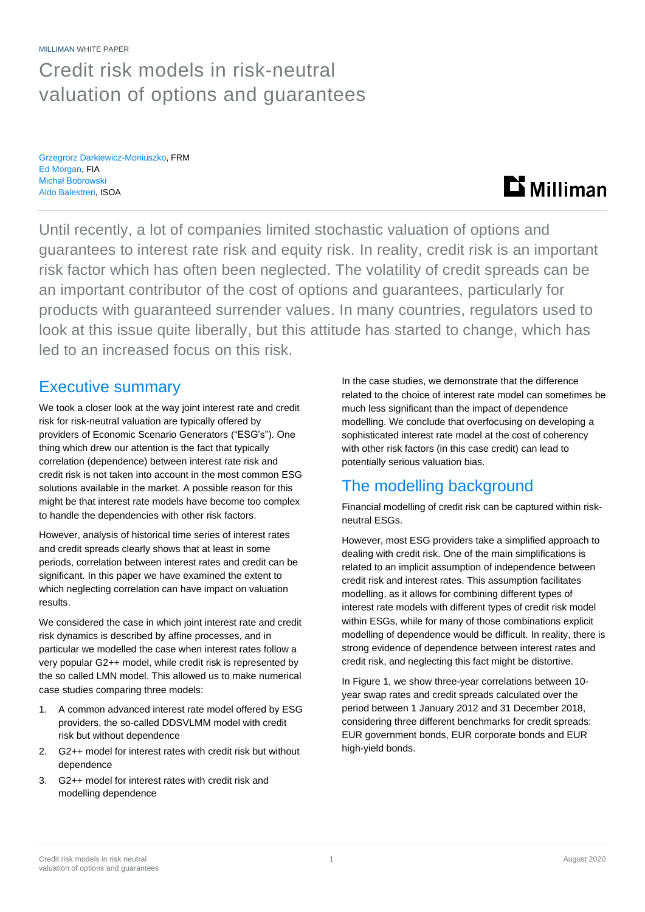MILLIMAN WHITE PAPER

# Credit risk models in risk-neutral valuation of options and guarantees

Grzegrorz Darkiewicz-Moniuszko, FRM
Ed Morgan, FIA
Michał Bobrowski
Aldo Balestreri, ISOA

Until recently, a lot of companies limited stochastic valuation of options and guarantees to interest rate risk and equity risk. In reality, credit risk is an important risk factor which has often been neglected. The volatility of credit spreads can be an important contributor of the cost of options and guarantees, particularly for products with guaranteed surrender values. In many countries, regulators used to look at this issue quite liberally, but this attitude has started to change, which has led to an increased focus on this risk.

## Executive summary

We took a closer look at the way joint interest rate and credit risk for risk-neutral valuation are typically offered by providers of Economic Scenario Generators ("ESG's"). One thing which drew our attention is the fact that typically correlation (dependence) between interest rate risk and credit risk is not taken into account in the most common ESG solutions available in the market. A possible reason for this might be that interest rate models have become too complex to handle the dependencies with other risk factors.

However, analysis of historical time series of interest rates and credit spreads clearly shows that at least in some periods, correlation between interest rates and credit can be significant. In this paper we have examined the extent to which neglecting correlation can have impact on valuation results.

We considered the case in which joint interest rate and credit risk dynamics is described by affine processes, and in particular we modelled the case when interest rates follow a very popular G2++ model, while credit risk is represented by the so called LMN model. This allowed us to make numerical case studies comparing three models:

1. A common advanced interest rate model offered by ESG providers, the so-called DDSVLMM model with credit risk but without dependence
2. G2++ model for interest rates with credit risk but without dependence
3. G2++ model for interest rates with credit risk and modelling dependence

In the case studies, we demonstrate that the difference related to the choice of interest rate model can sometimes be much less significant than the impact of dependence modelling. We conclude that overfocusing on developing a sophisticated interest rate model at the cost of coherency with other risk factors (in this case credit) can lead to potentially serious valuation bias.

## The modelling background

Financial modelling of credit risk can be captured within risk-neutral ESGs.

However, most ESG providers take a simplified approach to dealing with credit risk. One of the main simplifications is related to an implicit assumption of independence between credit risk and interest rates. This assumption facilitates modelling, as it allows for combining different types of interest rate models with different types of credit risk model within ESGs, while for many of those combinations explicit modelling of dependence would be difficult. In reality, there is strong evidence of dependence between interest rates and credit risk, and neglecting this fact might be distortive.

In Figure 1, we show three-year correlations between 10-year swap rates and credit spreads calculated over the period between 1 January 2012 and 31 December 2018, considering three different benchmarks for credit spreads: EUR government bonds, EUR corporate bonds and EUR high-yield bonds.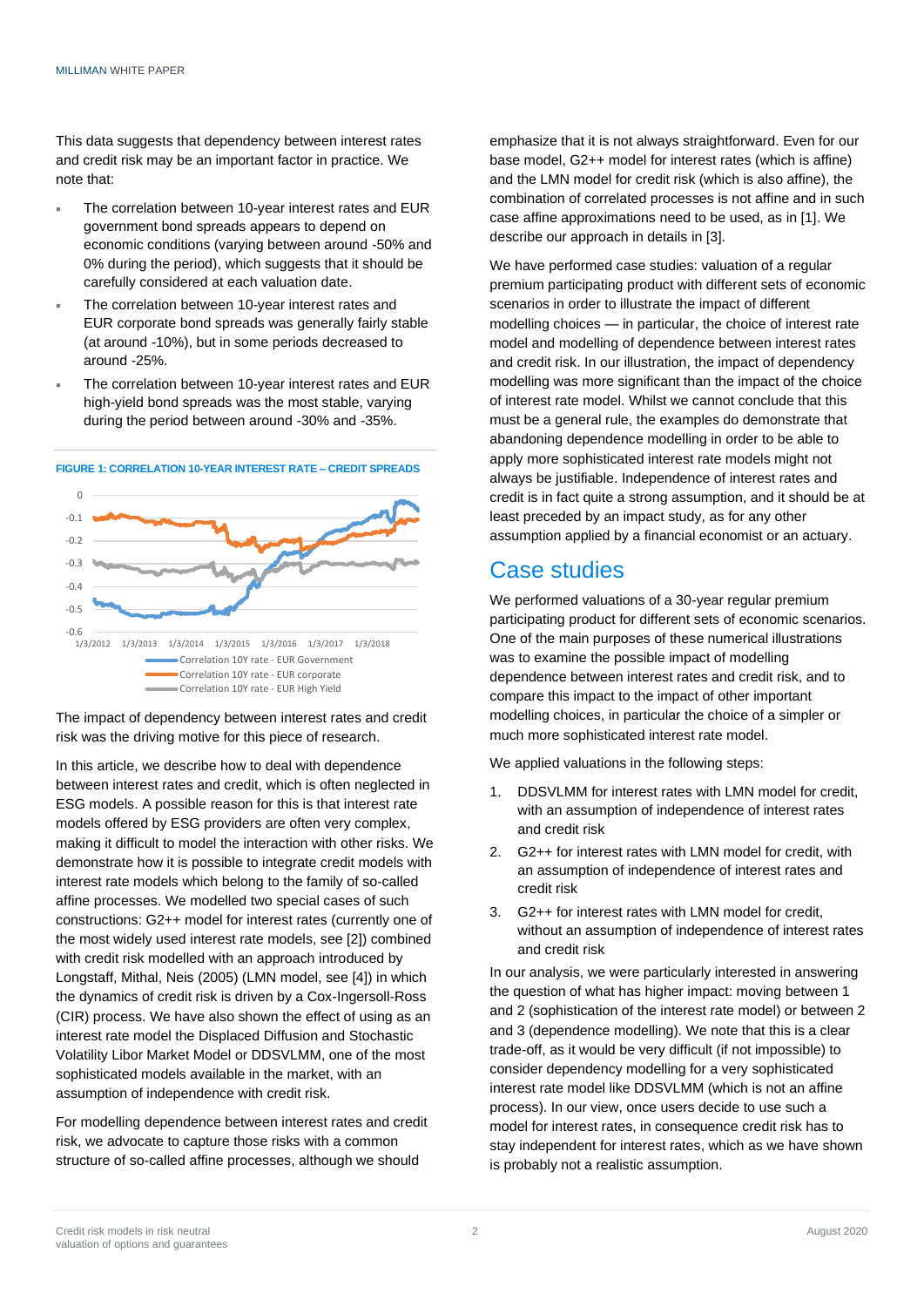This data suggests that dependency between interest rates and credit risk may be an important factor in practice. We note that:

- The correlation between 10-year interest rates and EUR government bond spreads appears to depend on economic conditions (varying between around -50% and 0% during the period), which suggests that it should be carefully considered at each valuation date.
- The correlation between 10-year interest rates and EUR corporate bond spreads was generally fairly stable (at around -10%), but in some periods decreased to around -25%.
- The correlation between 10-year interest rates and EUR high-yield bond spreads was the most stable, varying during the period between around -30% and -35%.

FIGURE 1: CORRELATION 10-YEAR INTEREST RATE – CREDIT SPREADS

The impact of dependency between interest rates and credit risk was the driving motive for this piece of research.

In this article, we describe how to deal with dependence between interest rates and credit, which is often neglected in ESG models. A possible reason for this is that interest rate models offered by ESG providers are often very complex, making it difficult to model the interaction with other risks. We demonstrate how it is possible to integrate credit models with interest rate models which belong to the family of so-called affine processes. We modelled two special cases of such constructions: G2++ model for interest rates (currently one of the most widely used interest rate models, see [2]) combined with credit risk modelled with an approach introduced by Longstaff, Mithal, Neis (2005) (LMN model, see [4]) in which the dynamics of credit risk is driven by a Cox-Ingersoll-Ross (CIR) process. We have also shown the effect of using as an interest rate model the Displaced Diffusion and Stochastic Volatility Libor Market Model or DDSVLMM, one of the most sophisticated models available in the market, with an assumption of independence with credit risk.

For modelling dependence between interest rates and credit risk, we advocate to capture those risks with a common structure of so-called affine processes, although we should emphasize that it is not always straightforward. Even for our base model, G2++ model for interest rates (which is affine) and the LMN model for credit risk (which is also affine), the combination of correlated processes is not affine and in such case affine approximations need to be used, as in [1]. We describe our approach in details in [3].

We have performed case studies: valuation of a regular premium participating product with different sets of economic scenarios in order to illustrate the impact of different modelling choices — in particular, the choice of interest rate model and modelling of dependence between interest rates and credit risk. In our illustration, the impact of dependency modelling was more significant than the impact of the choice of interest rate model. Whilst we cannot conclude that this must be a general rule, the examples do demonstrate that abandoning dependence modelling in order to be able to apply more sophisticated interest rate models might not always be justifiable. Independence of interest rates and credit is in fact quite a strong assumption, and it should be at least preceded by an impact study, as for any other assumption applied by a financial economist or an actuary.

## Case studies

We performed valuations of a 30-year regular premium participating product for different sets of economic scenarios. One of the main purposes of these numerical illustrations was to examine the possible impact of modelling dependence between interest rates and credit risk, and to compare this impact to the impact of other important modelling choices, in particular the choice of a simpler or much more sophisticated interest rate model.

We applied valuations in the following steps:

1. DDSVLMM for interest rates with LMN model for credit, with an assumption of independence of interest rates and credit risk
2. G2++ for interest rates with LMN model for credit, with an assumption of independence of interest rates and credit risk
3. G2++ for interest rates with LMN model for credit, without an assumption of independence of interest rates and credit risk

In our analysis, we were particularly interested in answering the question of what has higher impact: moving between 1 and 2 (sophistication of the interest rate model) or between 2 and 3 (dependence modelling). We note that this is a clear trade-off, as it would be very difficult (if not impossible) to consider dependency modelling for a very sophisticated interest rate model like DDSVLMM (which is not an affine process). In our view, once users decide to use such a model for interest rates, in consequence credit risk has to stay independent for interest rates, which as we have shown is probably not a realistic assumption.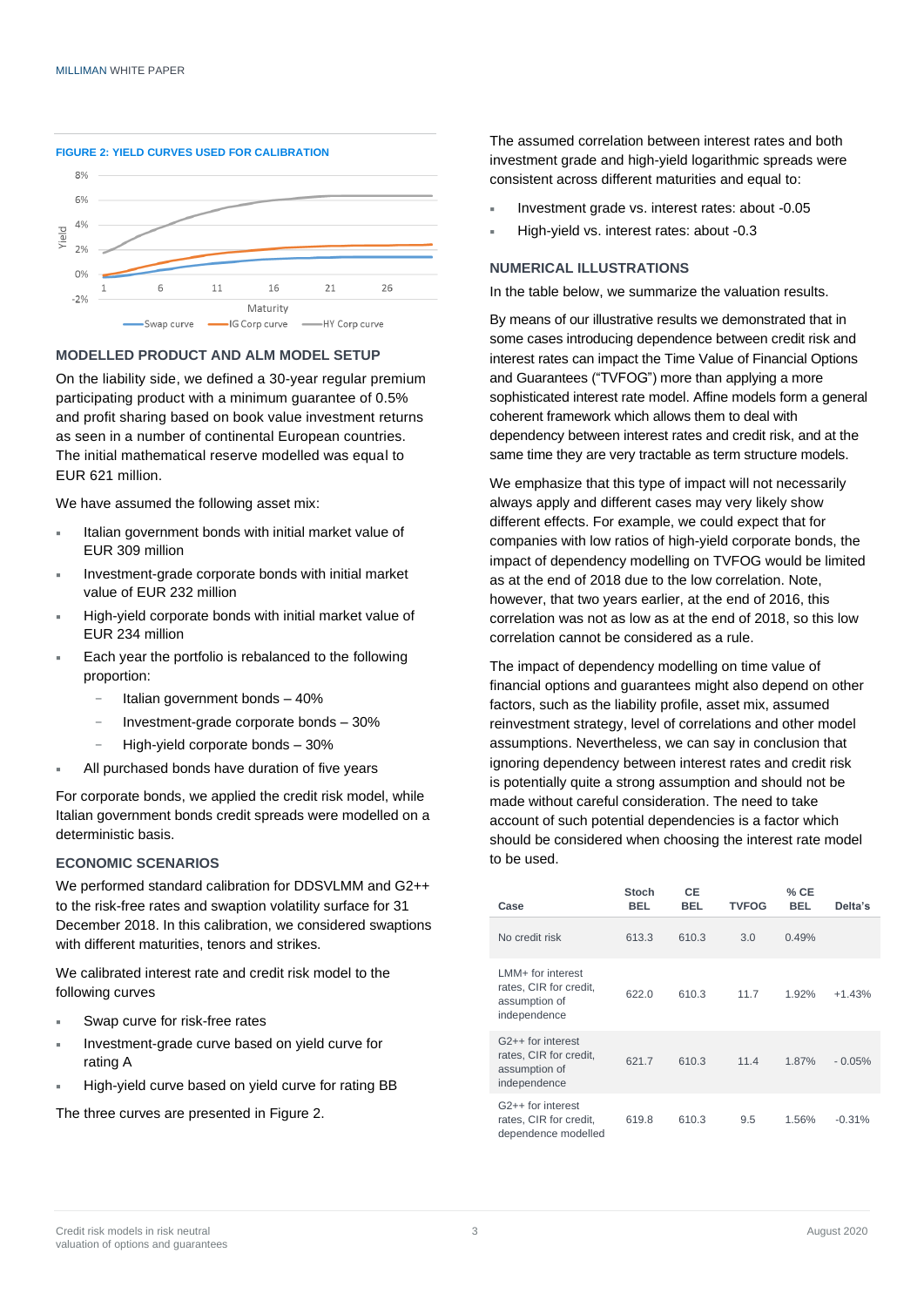**FIGURE 2: YIELD CURVES USED FOR CALIBRATION**

## MODELLED PRODUCT AND ALM MODEL SETUP

On the liability side, we defined a 30-year regular premium participating product with a minimum guarantee of 0.5% and profit sharing based on book value investment returns as seen in a number of continental European countries. The initial mathematical reserve modelled was equal to EUR 621 million.

We have assumed the following asset mix:

- Italian government bonds with initial market value of EUR 309 million
- Investment-grade corporate bonds with initial market value of EUR 232 million
- High-yield corporate bonds with initial market value of EUR 234 million
- Each year the portfolio is rebalanced to the following proportion:
  - Italian government bonds – 40%
  - Investment-grade corporate bonds – 30%
  - High-yield corporate bonds – 30%
- All purchased bonds have duration of five years

For corporate bonds, we applied the credit risk model, while Italian government bonds credit spreads were modelled on a deterministic basis.

## ECONOMIC SCENARIOS

We performed standard calibration for DDSVLMM and G2++ to the risk-free rates and swaption volatility surface for 31 December 2018. In this calibration, we considered swaptions with different maturities, tenors and strikes.

We calibrated interest rate and credit risk model to the following curves

- Swap curve for risk-free rates
- Investment-grade curve based on yield curve for rating A
- High-yield curve based on yield curve for rating BB

The three curves are presented in Figure 2.

The assumed correlation between interest rates and both investment grade and high-yield logarithmic spreads were consistent across different maturities and equal to:

- Investment grade vs. interest rates: about -0.05
- High-yield vs. interest rates: about -0.3

## NUMERICAL ILLUSTRATIONS

In the table below, we summarize the valuation results.

By means of our illustrative results we demonstrated that in some cases introducing dependence between credit risk and interest rates can impact the Time Value of Financial Options and Guarantees ("TVFOG") more than applying a more sophisticated interest rate model. Affine models form a general coherent framework which allows them to deal with dependency between interest rates and credit risk, and at the same time they are very tractable as term structure models.

We emphasize that this type of impact will not necessarily always apply and different cases may very likely show different effects. For example, we could expect that for companies with low ratios of high-yield corporate bonds, the impact of dependency modelling on TVFOG would be limited as at the end of 2018 due to the low correlation. Note, however, that two years earlier, at the end of 2016, this correlation was not as low as at the end of 2018, so this low correlation cannot be considered as a rule.

The impact of dependency modelling on time value of financial options and guarantees might also depend on other factors, such as the liability profile, asset mix, assumed reinvestment strategy, level of correlations and other model assumptions. Nevertheless, we can say in conclusion that ignoring dependency between interest rates and credit risk is potentially quite a strong assumption and should not be made without careful consideration. The need to take account of such potential dependencies is a factor which should be considered when choosing the interest rate model to be used.

| Case | Stoch BEL | CE BEL | TVFOG | % CE BEL | Delta's |
|---|---|---|---|---|---|
| No credit risk | 613.3 | 610.3 | 3.0 | 0.49% | |
| LMM+ for interest rates, CIR for credit, assumption of independence | 622.0 | 610.3 | 11.7 | 1.92% | +1.43% |
| G2++ for interest rates, CIR for credit, assumption of independence | 621.7 | 610.3 | 11.4 | 1.87% | - 0.05% |
| G2++ for interest rates, CIR for credit, dependence modelled | 619.8 | 610.3 | 9.5 | 1.56% | -0.31% |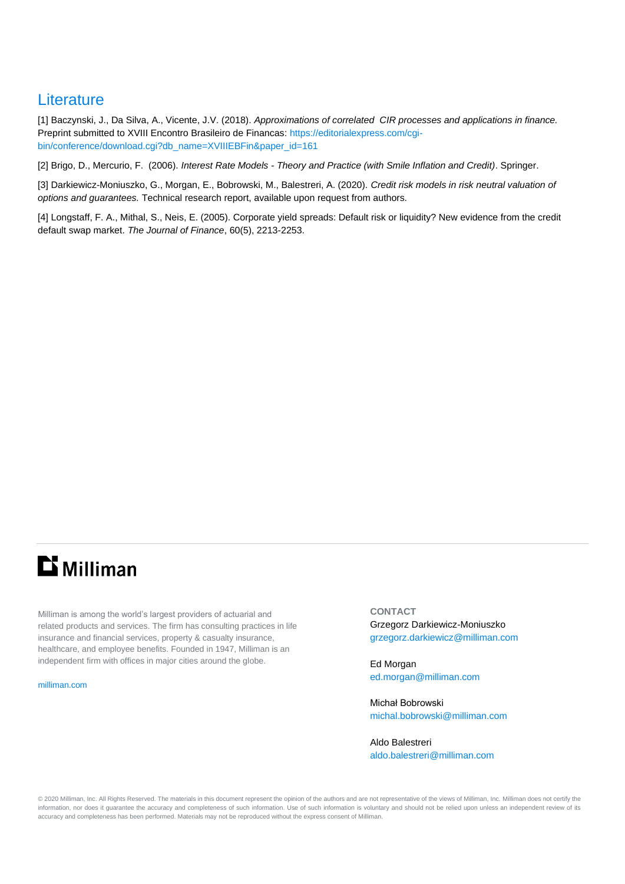## Literature

[1] Baczynski, J., Da Silva, A., Vicente, J.V. (2018). *Approximations of correlated CIR processes and applications in finance.* Preprint submitted to XVIII Encontro Brasileiro de Financas: https://editorialexpress.com/cgi-bin/conference/download.cgi?db_name=XVIIIEBFin&paper_id=161

[2] Brigo, D., Mercurio, F. (2006). *Interest Rate Models - Theory and Practice (with Smile Inflation and Credit)*. Springer.

[3] Darkiewicz-Moniuszko, G., Morgan, E., Bobrowski, M., Balestreri, A. (2020). *Credit risk models in risk neutral valuation of options and guarantees.* Technical research report, available upon request from authors.

[4] Longstaff, F. A., Mithal, S., Neis, E. (2005). Corporate yield spreads: Default risk or liquidity? New evidence from the credit default swap market. *The Journal of Finance*, 60(5), 2213-2253.

Milliman

Milliman is among the world's largest providers of actuarial and related products and services. The firm has consulting practices in life insurance and financial services, property & casualty insurance, healthcare, and employee benefits. Founded in 1947, Milliman is an independent firm with offices in major cities around the globe.

milliman.com

**CONTACT**

Grzegorz Darkiewicz-Moniuszko
grzegorz.darkiewicz@milliman.com

Ed Morgan
ed.morgan@milliman.com

Michał Bobrowski
michal.bobrowski@milliman.com

Aldo Balestreri
aldo.balestreri@milliman.com

© 2020 Milliman, Inc. All Rights Reserved. The materials in this document represent the opinion of the authors and are not representative of the views of Milliman, Inc. Milliman does not certify the information, nor does it guarantee the accuracy and completeness of such information. Use of such information is voluntary and should not be relied upon unless an independent review of its accuracy and completeness has been performed. Materials may not be reproduced without the express consent of Milliman.